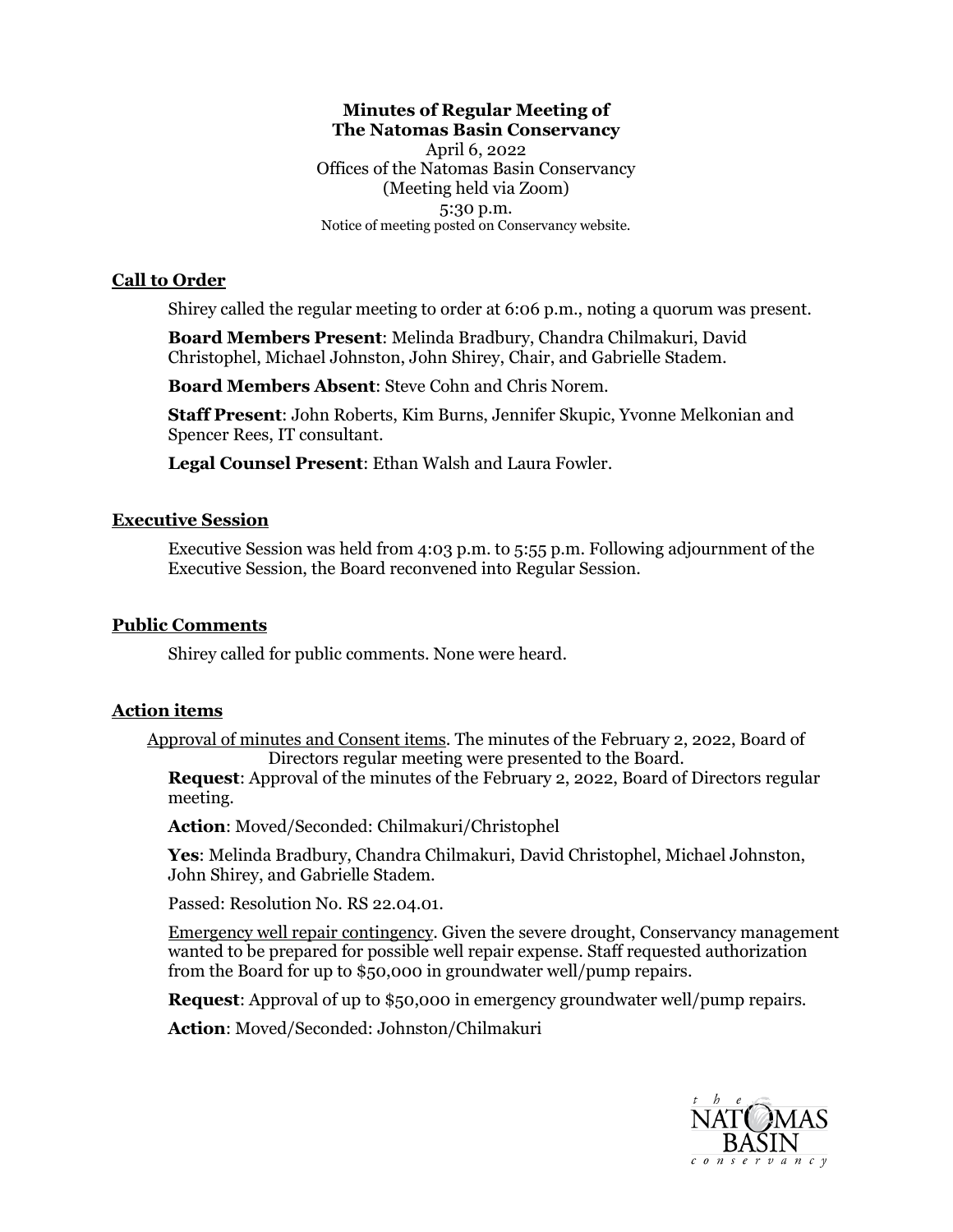**Minutes of Regular Meeting of**
**The Natomas Basin Conservancy**
April 6, 2022
Offices of the Natomas Basin Conservancy
(Meeting held via Zoom)
5:30 p.m.
Notice of meeting posted on Conservancy website.

## Call to Order

Shirey called the regular meeting to order at 6:06 p.m., noting a quorum was present.

**Board Members Present**: Melinda Bradbury, Chandra Chilmakuri, David Christophel, Michael Johnston, John Shirey, Chair, and Gabrielle Stadem.

**Board Members Absent**: Steve Cohn and Chris Norem.

**Staff Present**: John Roberts, Kim Burns, Jennifer Skupic, Yvonne Melkonian and Spencer Rees, IT consultant.

**Legal Counsel Present**: Ethan Walsh and Laura Fowler.

## Executive Session

Executive Session was held from 4:03 p.m. to 5:55 p.m. Following adjournment of the Executive Session, the Board reconvened into Regular Session.

## Public Comments

Shirey called for public comments. None were heard.

## Action items

Approval of minutes and Consent items. The minutes of the February 2, 2022, Board of Directors regular meeting were presented to the Board.

**Request**: Approval of the minutes of the February 2, 2022, Board of Directors regular meeting.

**Action**: Moved/Seconded: Chilmakuri/Christophel

**Yes**: Melinda Bradbury, Chandra Chilmakuri, David Christophel, Michael Johnston, John Shirey, and Gabrielle Stadem.

Passed: Resolution No. RS 22.04.01.

Emergency well repair contingency. Given the severe drought, Conservancy management wanted to be prepared for possible well repair expense. Staff requested authorization from the Board for up to $50,000 in groundwater well/pump repairs.

**Request**: Approval of up to $50,000 in emergency groundwater well/pump repairs.

**Action**: Moved/Seconded: Johnston/Chilmakuri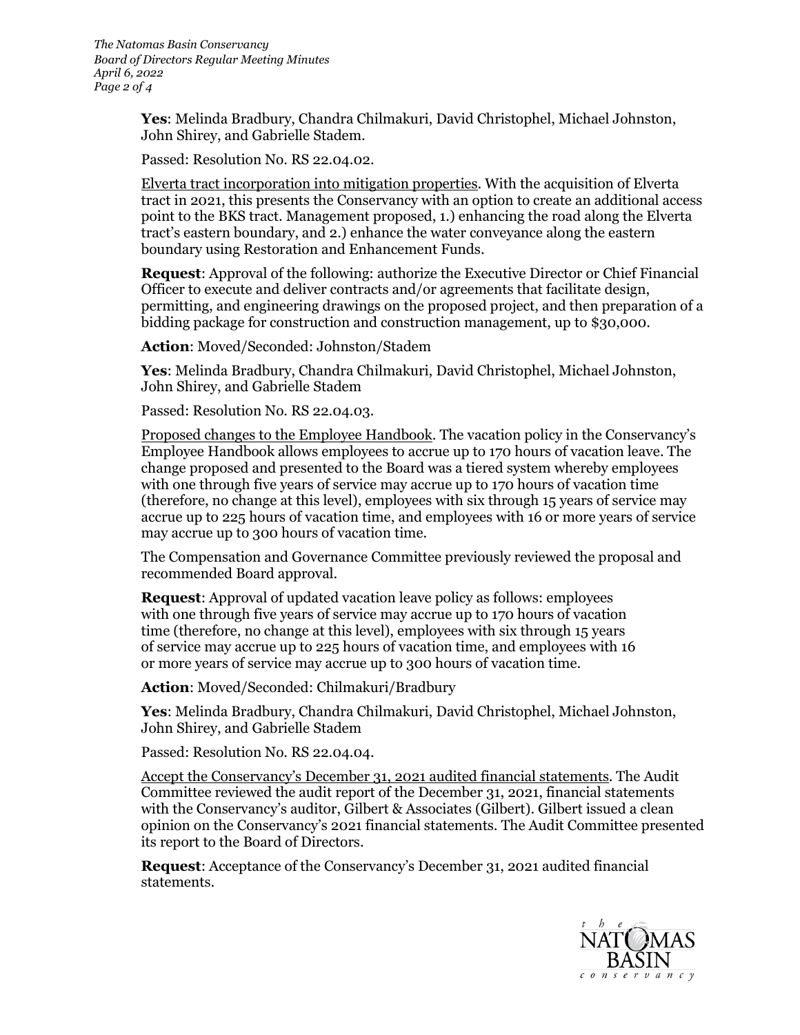**Yes**: Melinda Bradbury, Chandra Chilmakuri, David Christophel, Michael Johnston, John Shirey, and Gabrielle Stadem.

Passed: Resolution No. RS 22.04.02.

Elverta tract incorporation into mitigation properties. With the acquisition of Elverta tract in 2021, this presents the Conservancy with an option to create an additional access point to the BKS tract. Management proposed, 1.) enhancing the road along the Elverta tract's eastern boundary, and 2.) enhance the water conveyance along the eastern boundary using Restoration and Enhancement Funds.

**Request**: Approval of the following: authorize the Executive Director or Chief Financial Officer to execute and deliver contracts and/or agreements that facilitate design, permitting, and engineering drawings on the proposed project, and then preparation of a bidding package for construction and construction management, up to $30,000.

**Action**: Moved/Seconded: Johnston/Stadem

**Yes**: Melinda Bradbury, Chandra Chilmakuri, David Christophel, Michael Johnston, John Shirey, and Gabrielle Stadem

Passed: Resolution No. RS 22.04.03.

Proposed changes to the Employee Handbook. The vacation policy in the Conservancy's Employee Handbook allows employees to accrue up to 170 hours of vacation leave. The change proposed and presented to the Board was a tiered system whereby employees with one through five years of service may accrue up to 170 hours of vacation time (therefore, no change at this level), employees with six through 15 years of service may accrue up to 225 hours of vacation time, and employees with 16 or more years of service may accrue up to 300 hours of vacation time.

The Compensation and Governance Committee previously reviewed the proposal and recommended Board approval.

**Request**: Approval of updated vacation leave policy as follows: employees with one through five years of service may accrue up to 170 hours of vacation time (therefore, no change at this level), employees with six through 15 years of service may accrue up to 225 hours of vacation time, and employees with 16 or more years of service may accrue up to 300 hours of vacation time.

**Action**: Moved/Seconded: Chilmakuri/Bradbury

**Yes**: Melinda Bradbury, Chandra Chilmakuri, David Christophel, Michael Johnston, John Shirey, and Gabrielle Stadem

Passed: Resolution No. RS 22.04.04.

Accept the Conservancy's December 31, 2021 audited financial statements. The Audit Committee reviewed the audit report of the December 31, 2021, financial statements with the Conservancy's auditor, Gilbert & Associates (Gilbert). Gilbert issued a clean opinion on the Conservancy's 2021 financial statements. The Audit Committee presented its report to the Board of Directors.

**Request**: Acceptance of the Conservancy's December 31, 2021 audited financial statements.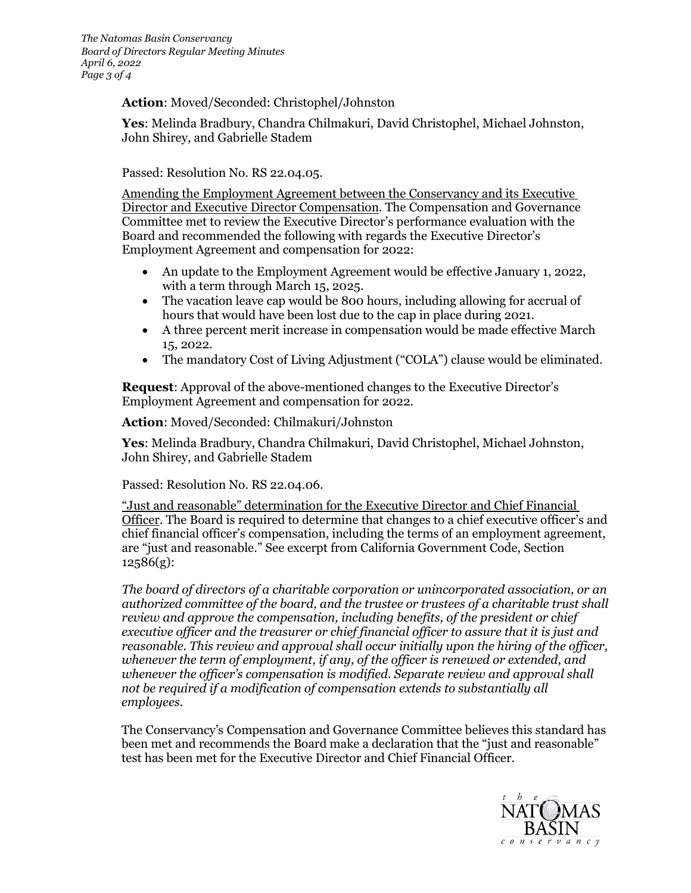**Action**: Moved/Seconded: Christophel/Johnston

**Yes**: Melinda Bradbury, Chandra Chilmakuri, David Christophel, Michael Johnston, John Shirey, and Gabrielle Stadem

Passed: Resolution No. RS 22.04.05.

Amending the Employment Agreement between the Conservancy and its Executive Director and Executive Director Compensation. The Compensation and Governance Committee met to review the Executive Director's performance evaluation with the Board and recommended the following with regards the Executive Director's Employment Agreement and compensation for 2022:

- An update to the Employment Agreement would be effective January 1, 2022, with a term through March 15, 2025.
- The vacation leave cap would be 800 hours, including allowing for accrual of hours that would have been lost due to the cap in place during 2021.
- A three percent merit increase in compensation would be made effective March 15, 2022.
- The mandatory Cost of Living Adjustment ("COLA") clause would be eliminated.

**Request**: Approval of the above-mentioned changes to the Executive Director's Employment Agreement and compensation for 2022.

**Action**: Moved/Seconded: Chilmakuri/Johnston

**Yes**: Melinda Bradbury, Chandra Chilmakuri, David Christophel, Michael Johnston, John Shirey, and Gabrielle Stadem

Passed: Resolution No. RS 22.04.06.

"Just and reasonable" determination for the Executive Director and Chief Financial Officer. The Board is required to determine that changes to a chief executive officer's and chief financial officer's compensation, including the terms of an employment agreement, are "just and reasonable." See excerpt from California Government Code, Section 12586(g):

*The board of directors of a charitable corporation or unincorporated association, or an authorized committee of the board, and the trustee or trustees of a charitable trust shall review and approve the compensation, including benefits, of the president or chief executive officer and the treasurer or chief financial officer to assure that it is just and reasonable. This review and approval shall occur initially upon the hiring of the officer, whenever the term of employment, if any, of the officer is renewed or extended, and whenever the officer's compensation is modified. Separate review and approval shall not be required if a modification of compensation extends to substantially all employees.*

The Conservancy's Compensation and Governance Committee believes this standard has been met and recommends the Board make a declaration that the "just and reasonable" test has been met for the Executive Director and Chief Financial Officer.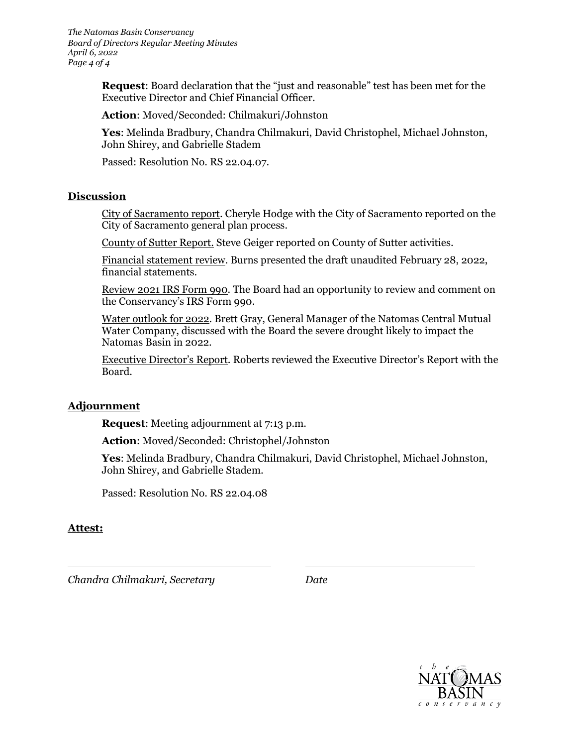**Request**: Board declaration that the "just and reasonable" test has been met for the Executive Director and Chief Financial Officer.

**Action**: Moved/Seconded: Chilmakuri/Johnston

**Yes**: Melinda Bradbury, Chandra Chilmakuri, David Christophel, Michael Johnston, John Shirey, and Gabrielle Stadem

Passed: Resolution No. RS 22.04.07.

## Discussion

City of Sacramento report. Cheryle Hodge with the City of Sacramento reported on the City of Sacramento general plan process.

County of Sutter Report. Steve Geiger reported on County of Sutter activities.

Financial statement review. Burns presented the draft unaudited February 28, 2022, financial statements.

Review 2021 IRS Form 990. The Board had an opportunity to review and comment on the Conservancy's IRS Form 990.

Water outlook for 2022. Brett Gray, General Manager of the Natomas Central Mutual Water Company, discussed with the Board the severe drought likely to impact the Natomas Basin in 2022.

Executive Director's Report. Roberts reviewed the Executive Director's Report with the Board.

## Adjournment

**Request**: Meeting adjournment at 7:13 p.m.

**Action**: Moved/Seconded: Christophel/Johnston

**Yes**: Melinda Bradbury, Chandra Chilmakuri, David Christophel, Michael Johnston, John Shirey, and Gabrielle Stadem.

Passed: Resolution No. RS 22.04.08

## Attest:

*Chandra Chilmakuri, Secretary* *Date*